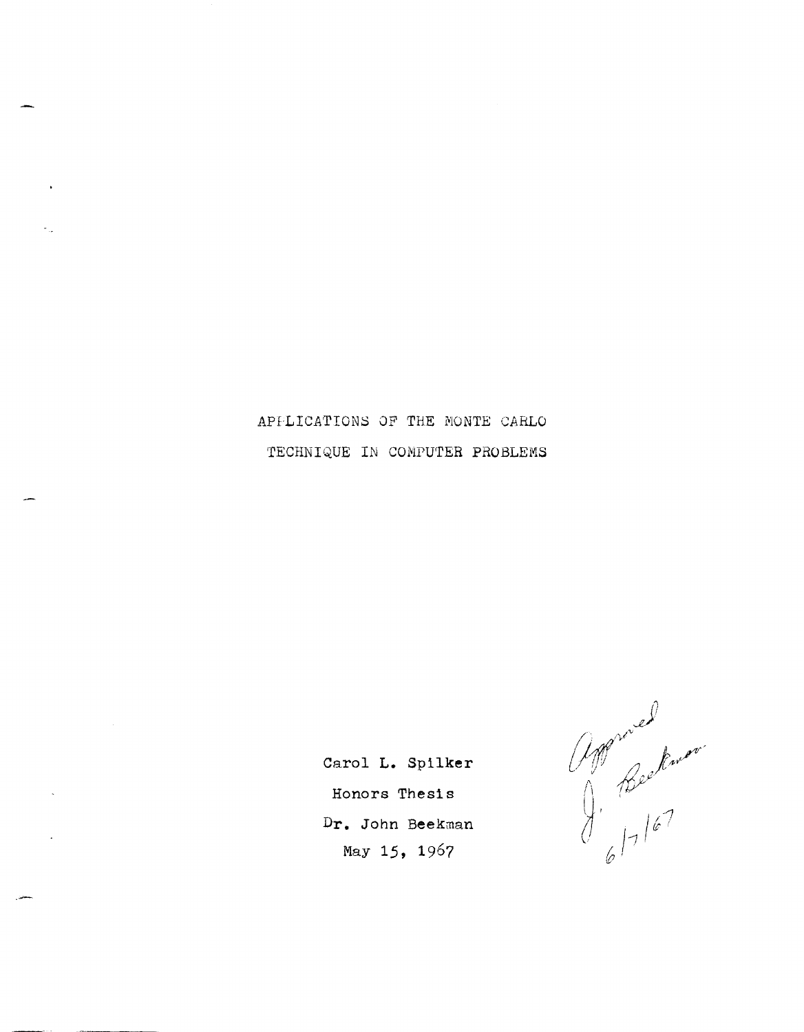# APPLICATIONS OF THE MONTE CARLO TECHNIQUE IN COMPUTER PROBLEMS

Carol L. Spilker

Honors Thesis

Dr. John Beekman

May 15, 1967

Approved
J. Beekman
6/7/67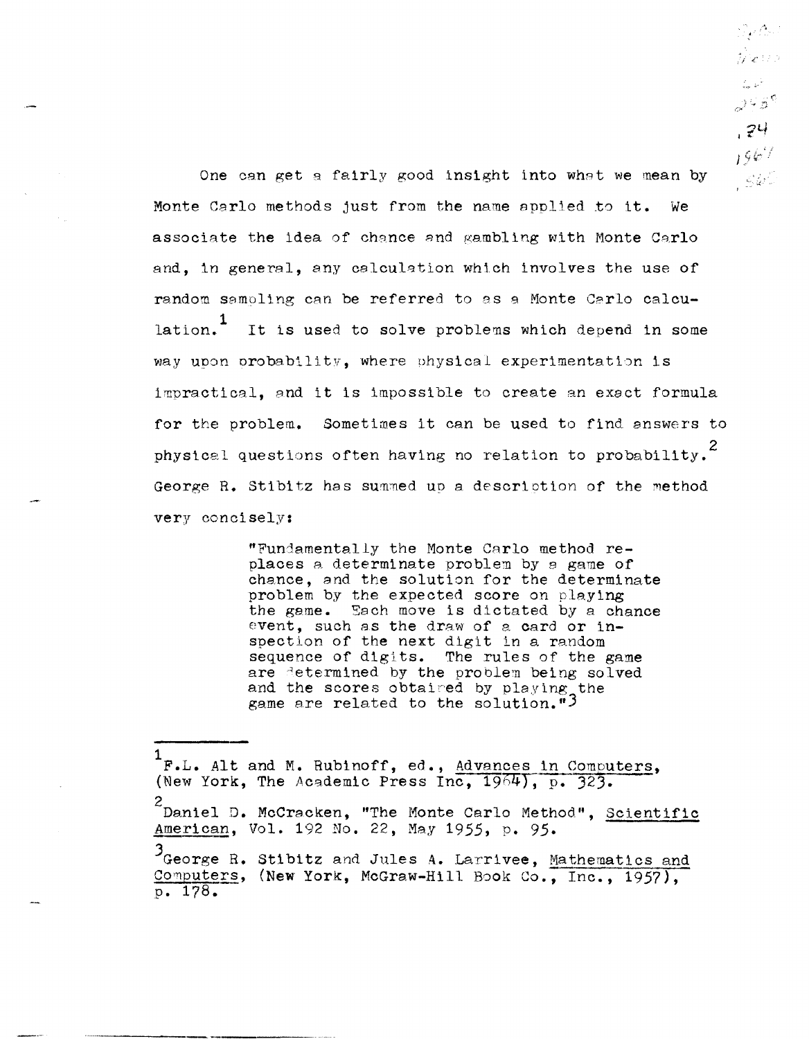One can get a fairly good insight into what we mean by Monte Carlo methods just from the name applied to it. We associate the idea of chance and gambling with Monte Carlo and, in general, any calculation which involves the use of random sampling can be referred to as a Monte Carlo calculation.[1] It is used to solve problems which depend in some way upon probability, where physical experimentation is impractical, and it is impossible to create an exact formula for the problem. Sometimes it can be used to find answers to physical questions often having no relation to probability.[2] George R. Stibitz has summed up a description of the method very concisely:

> "Fundamentally the Monte Carlo method replaces a determinate problem by a game of chance, and the solution for the determinate problem by the expected score on playing the game. Each move is dictated by a chance event, such as the draw of a card or inspection of the next digit in a random sequence of digits. The rules of the game are determined by the problem being solved and the scores obtained by playing the game are related to the solution."[3]

---

[1] F.L. Alt and M. Rubinoff, ed., Advances in Computers, (New York, The Academic Press Inc, 1964), p. 323.

[2] Daniel D. McCracken, "The Monte Carlo Method", Scientific American, Vol. 192 No. 22, May 1955, p. 95.

[3] George R. Stibitz and Jules A. Larrivee, Mathematics and Computers, (New York, McGraw-Hill Book Co., Inc., 1957), p. 178.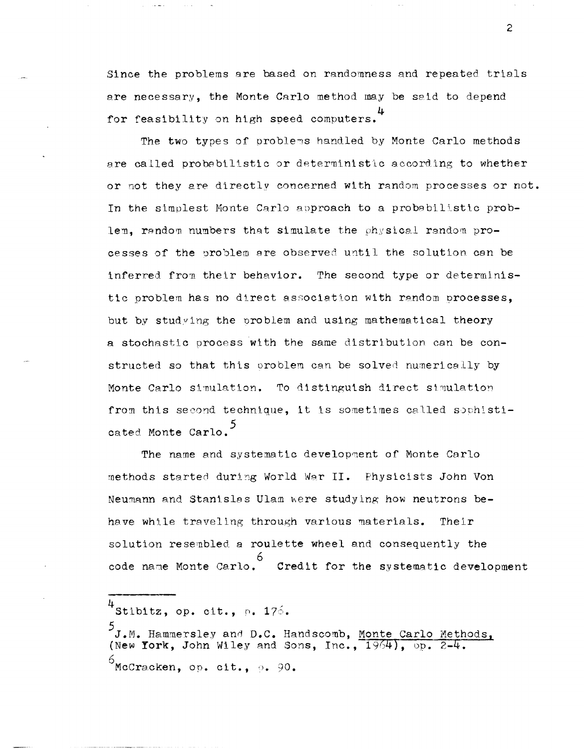Since the problems are based on randomness and repeated trials are necessary, the Monte Carlo method may be said to depend for feasibility on high speed computers.[4]

The two types of problems handled by Monte Carlo methods are called probabilistic or deterministic according to whether or not they are directly concerned with random processes or not. In the simplest Monte Carlo approach to a probabilistic problem, random numbers that simulate the physical random processes of the problem are observed until the solution can be inferred from their behavior. The second type or deterministic problem has no direct association with random processes, but by studying the problem and using mathematical theory a stochastic process with the same distribution can be constructed so that this problem can be solved numerically by Monte Carlo simulation. To distinguish direct simulation from this second technique, it is sometimes called sophisticated Monte Carlo.[5]

The name and systematic development of Monte Carlo methods started during World War II. Physicists John Von Neumann and Stanislas Ulam were studying how neutrons behave while traveling through various materials. Their solution resembled a roulette wheel and consequently the code name Monte Carlo.[6] Credit for the systematic development

---

[4] Stibitz, op. cit., p. 176.

[5] J.M. Hammersley and D.C. Handscomb, Monte Carlo Methods, (New York, John Wiley and Sons, Inc., 1964), pp. 2-4.

[6] McCracken, op. cit., p. 90.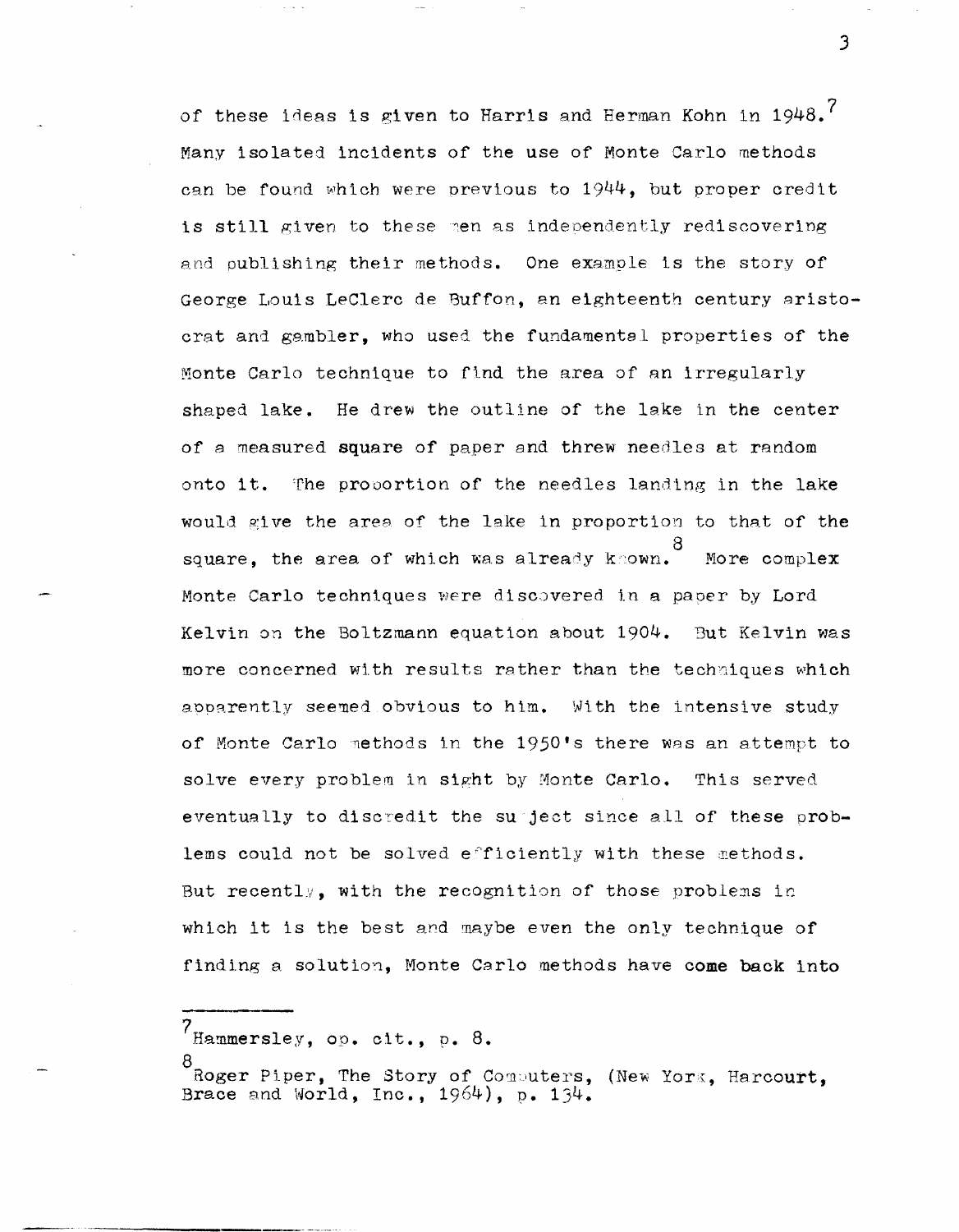of these ideas is given to Harris and Herman Kohn in 1948.[7] Many isolated incidents of the use of Monte Carlo methods can be found which were previous to 1944, but proper credit is still given to these men as independently rediscovering and publishing their methods. One example is the story of George Louis LeClerc de Buffon, an eighteenth century aristocrat and gambler, who used the fundamental properties of the Monte Carlo technique to find the area of an irregularly shaped lake. He drew the outline of the lake in the center of a measured square of paper and threw needles at random onto it. The proportion of the needles landing in the lake would give the area of the lake in proportion to that of the square, the area of which was already known.[8] More complex Monte Carlo techniques were discovered in a paper by Lord Kelvin on the Boltzmann equation about 1904. But Kelvin was more concerned with results rather than the techniques which apparently seemed obvious to him. With the intensive study of Monte Carlo methods in the 1950's there was an attempt to solve every problem in sight by Monte Carlo. This served eventually to discredit the subject since all of these problems could not be solved efficiently with these methods. But recently, with the recognition of those problems in which it is the best and maybe even the only technique of finding a solution, Monte Carlo methods have come back into

---

[7] Hammersley, op. cit., p. 8.

[8] Roger Piper, The Story of Computers, (New York, Harcourt, Brace and World, Inc., 1964), p. 134.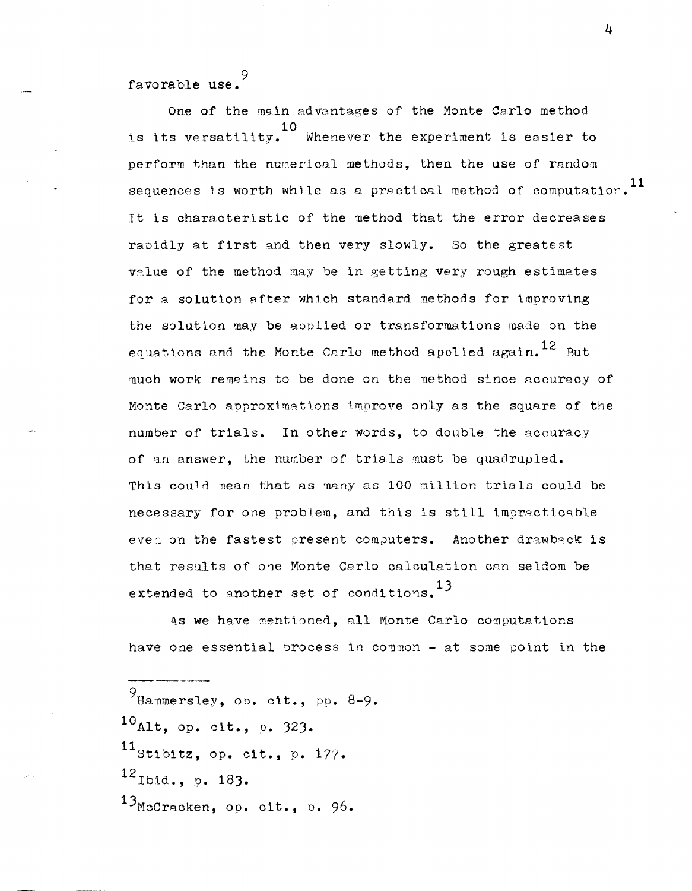favorable use.[9]

One of the main advantages of the Monte Carlo method is its versatility.[10] Whenever the experiment is easier to perform than the numerical methods, then the use of random sequences is worth while as a practical method of computation.[11] It is characteristic of the method that the error decreases rapidly at first and then very slowly. So the greatest value of the method may be in getting very rough estimates for a solution after which standard methods for improving the solution may be applied or transformations made on the equations and the Monte Carlo method applied again.[12] But much work remains to be done on the method since accuracy of Monte Carlo approximations improve only as the square of the number of trials. In other words, to double the accuracy of an answer, the number of trials must be quadrupled. This could mean that as many as 100 million trials could be necessary for one problem, and this is still impracticable even on the fastest present computers. Another drawback is that results of one Monte Carlo calculation can seldom be extended to another set of conditions.[13]

As we have mentioned, all Monte Carlo computations have one essential process in common - at some point in the

---

[9] Hammersley, op. cit., pp. 8-9.

[10] Alt, op. cit., p. 323.

[11] Stibitz, op. cit., p. 177.

[12] Ibid., p. 183.

[13] McCracken, op. cit., p. 96.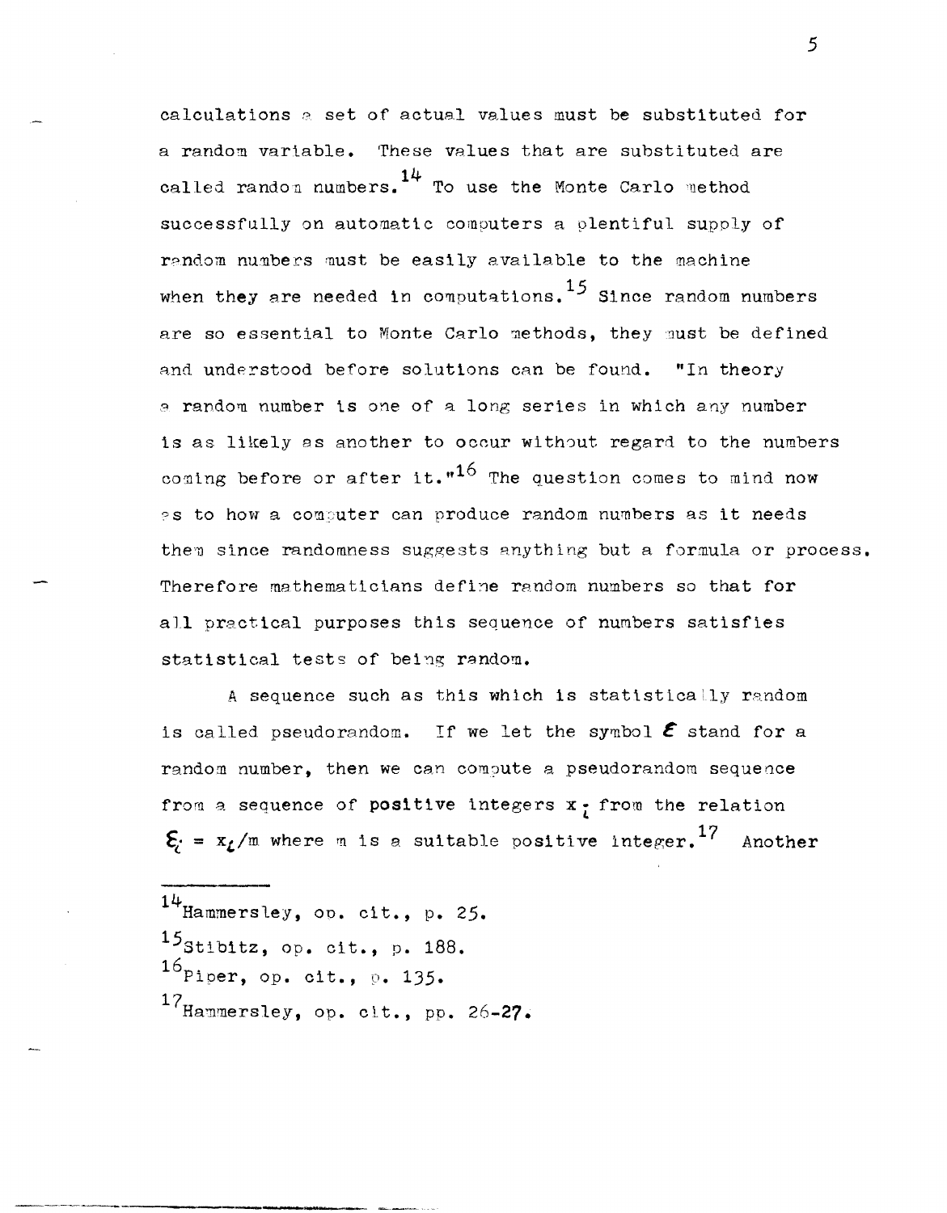calculations a set of actual values must be substituted for a random variable. These values that are substituted are called random numbers.[14] To use the Monte Carlo method successfully on automatic computers a plentiful supply of random numbers must be easily available to the machine when they are needed in computations.[15] Since random numbers are so essential to Monte Carlo methods, they must be defined and understood before solutions can be found. "In theory a random number is one of a long series in which any number is as likely as another to occur without regard to the numbers coming before or after it."[16] The question comes to mind now as to how a computer can produce random numbers as it needs them since randomness suggests anything but a formula or process. Therefore mathematicians define random numbers so that for all practical purposes this sequence of numbers satisfies statistical tests of being random.

A sequence such as this which is statistically random is called pseudorandom. If we let the symbol $\mathcal{E}$ stand for a random number, then we can compute a pseudorandom sequence from a sequence of positive integers $x_i$ from the relation $\mathcal{E}_i = x_i/m$ where m is a suitable positive integer.[17] Another

---

[14] Hammersley, op. cit., p. 25.

[15] Stibitz, op. cit., p. 188.

[16] Piper, op. cit., p. 135.

[17] Hammersley, op. cit., pp. 26-27.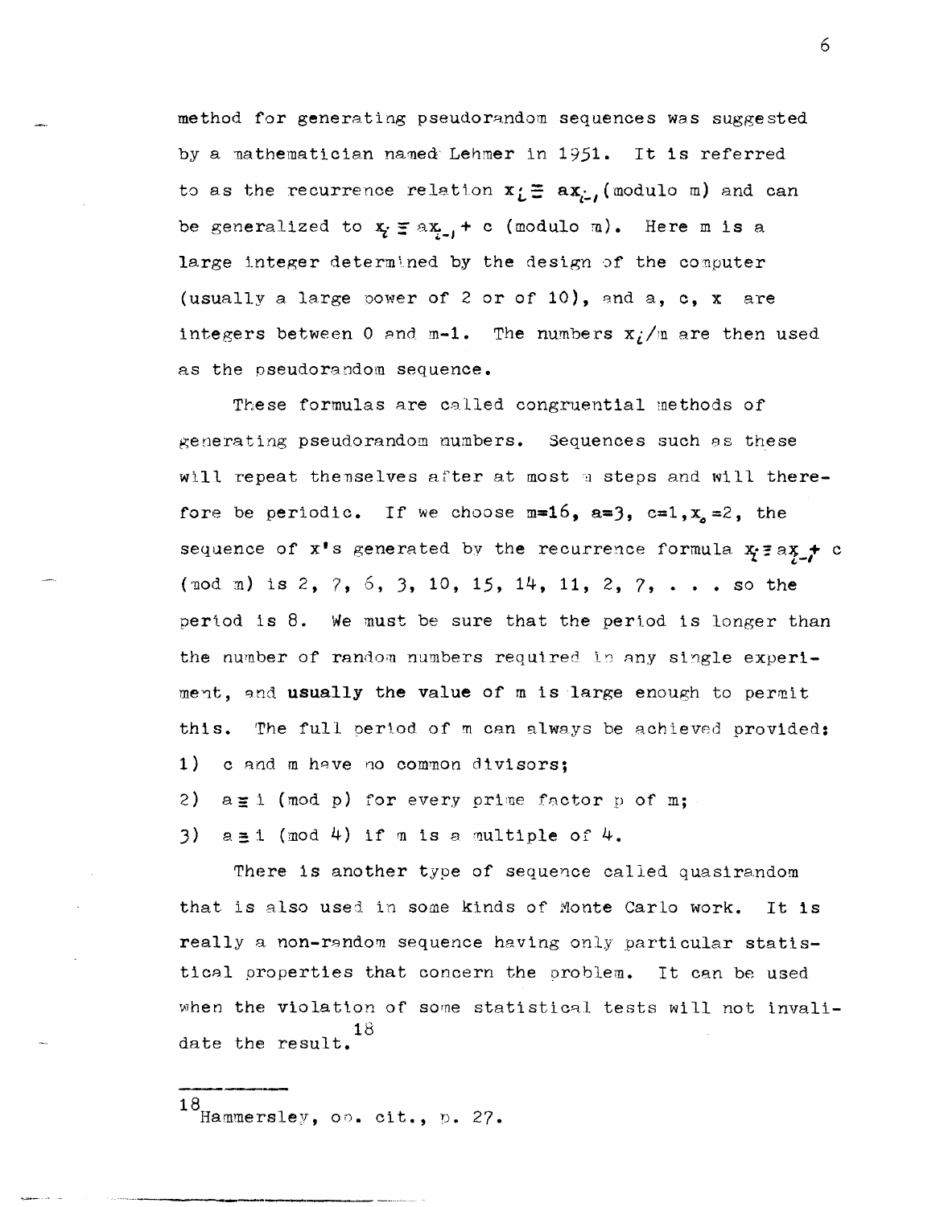method for generating pseudorandom sequences was suggested by a mathematician named Lehmer in 1951. It is referred to as the recurrence relation $x_i \equiv ax_{i-1}$ (modulo m) and can be generalized to $x_i \equiv ax_{i-1} + c$ (modulo m). Here m is a large integer determined by the design of the computer (usually a large power of 2 or of 10), and a, c, x are integers between 0 and m-1. The numbers $x_i/m$ are then used as the pseudorandom sequence.

These formulas are called congruential methods of generating pseudorandom numbers. Sequences such as these will repeat themselves after at most m steps and will therefore be periodic. If we choose $m=16$, $a=3$, $c=1, x_0=2$, the sequence of x's generated by the recurrence formula $x_i \equiv ax_{i-1} + c$ (mod m) is 2, 7, 6, 3, 10, 15, 14, 11, 2, 7, . . . so the period is 8. We must be sure that the period is longer than the number of random numbers required in any single experiment, and **usually the value of m is large enough to permit** this. The full period of m can always be achieved provided:

1) c and m have no common divisors;
2) $a \equiv 1$ (mod p) for every prime factor p of m;
3) $a \equiv 1$ (mod 4) if m is a multiple of 4.

There is another type of sequence called quasirandom that is also used in some kinds of Monte Carlo work. It is really a non-random sequence having only particular statistical properties that concern the problem. It can be used when the violation of some statistical tests will not invalidate the result.[18]

---

[18] Hammersley, op. cit., p. 27.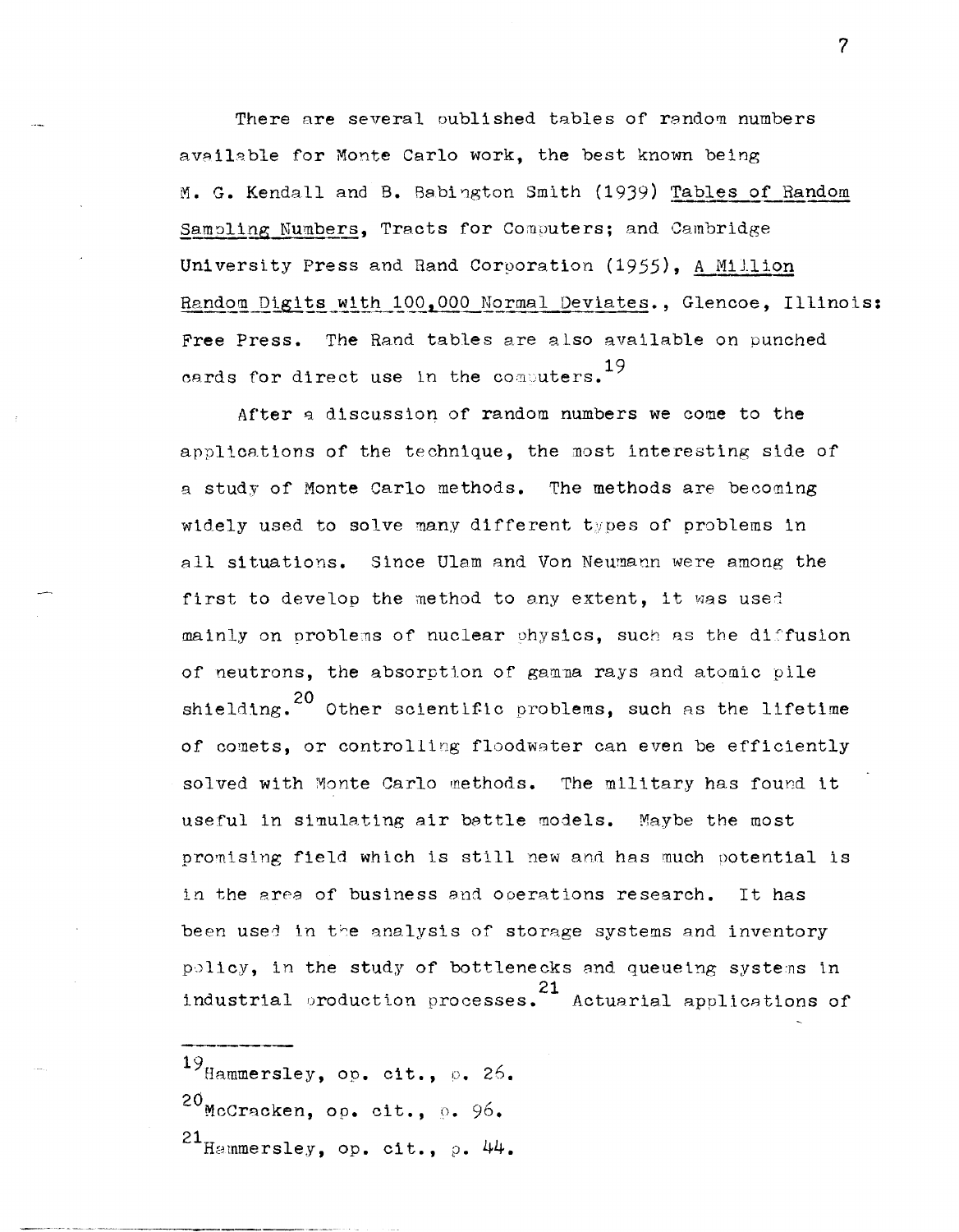There are several published tables of random numbers available for Monte Carlo work, the best known being M. G. Kendall and B. Babington Smith (1939) Tables of Random Sampling Numbers, Tracts for Computers; and Cambridge University Press and Rand Corporation (1955), A Million Random Digits with 100,000 Normal Deviates., Glencoe, Illinois: Free Press. The Rand tables are also available on punched cards for direct use in the computers.[19]

After a discussion of random numbers we come to the applications of the technique, the most interesting side of a study of Monte Carlo methods. The methods are becoming widely used to solve many different types of problems in all situations. Since Ulam and Von Neumann were among the first to develop the method to any extent, it was used mainly on problems of nuclear physics, such as the diffusion of neutrons, the absorption of gamma rays and atomic pile shielding.[20] Other scientific problems, such as the lifetime of comets, or controlling floodwater can even be efficiently solved with Monte Carlo methods. The military has found it useful in simulating air battle models. Maybe the most promising field which is still new and has much potential is in the area of business and operations research. It has been used in the analysis of storage systems and inventory policy, in the study of bottlenecks and queueing systems in industrial production processes.[21] Actuarial applications of

---

[19] Hammersley, op. cit., p. 26.

[20] McCracken, op. cit., p. 96.

[21] Hammersley, op. cit., p. 44.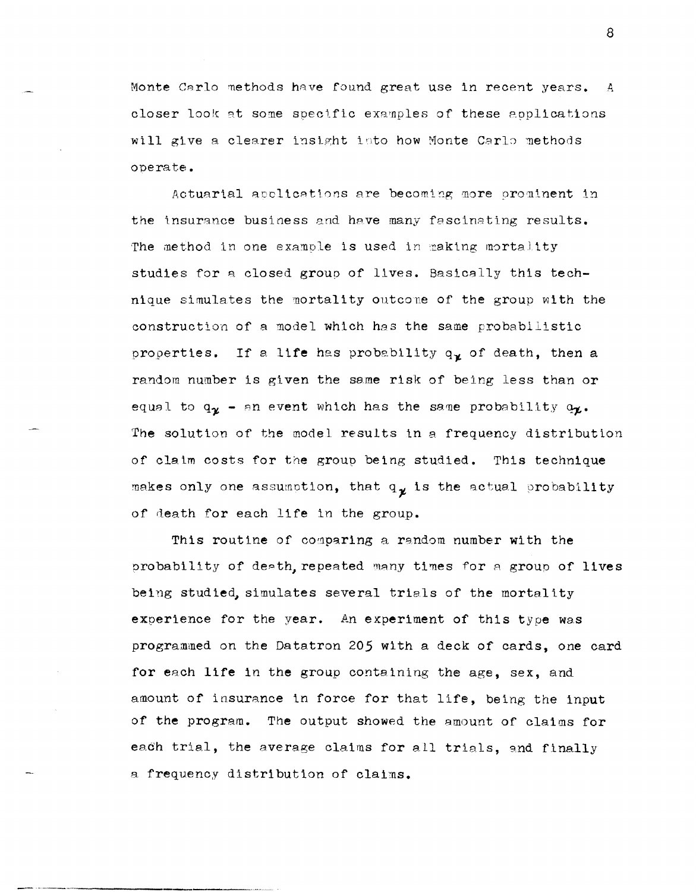Monte Carlo methods have found great use in recent years. A closer look at some specific examples of these applications will give a clearer insight into how Monte Carlo methods operate.

Actuarial applications are becoming more prominent in the insurance business and have many fascinating results. The method in one example is used in making mortality studies for a closed group of lives. Basically this technique simulates the mortality outcome of the group with the construction of a model which has the same probabilistic properties. If a life has probability $q_x$ of death, then a random number is given the same risk of being less than or equal to $q_x$ - an event which has the same probability $q_x$. The solution of the model results in a frequency distribution of claim costs for the group being studied. This technique makes only one assumption, that $q_x$ is the actual probability of death for each life in the group.

This routine of comparing a random number with the probability of death, repeated many times for a group of lives being studied, simulates several trials of the mortality experience for the year. An experiment of this type was programmed on the Datatron 205 with a deck of cards, one card for each life in the group containing the age, sex, and amount of insurance in force for that life, being the input of the program. The output showed the amount of claims for each trial, the average claims for all trials, and finally a frequency distribution of claims.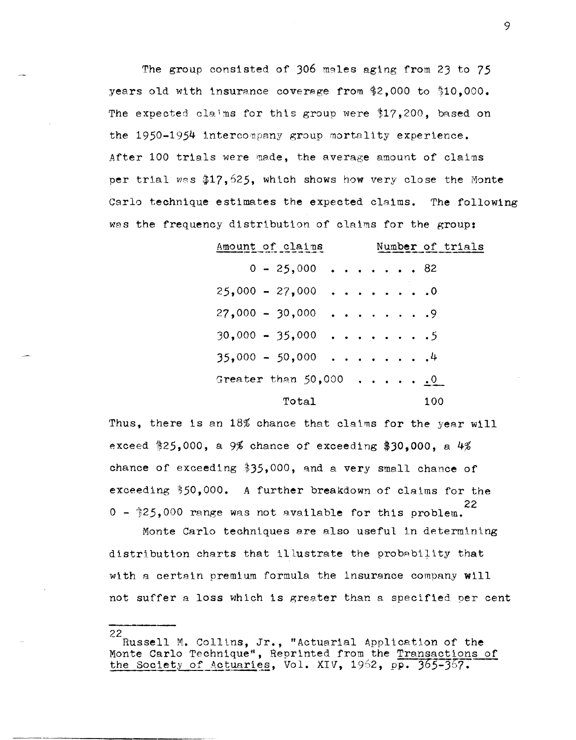The group consisted of 306 males aging from 23 to 75 years old with insurance coverage from $2,000 to $10,000. The expected claims for this group were $17,200, based on the 1950-1954 intercompany group mortality experience. After 100 trials were made, the average amount of claims per trial was $17,625, which shows how very close the Monte Carlo technique estimates the expected claims. The following was the frequency distribution of claims for the group:

| Amount of claims | Number of trials |
|---|---|
| 0 - 25,000 | 82 |
| 25,000 - 27,000 | 0 |
| 27,000 - 30,000 | 9 |
| 30,000 - 35,000 | 5 |
| 35,000 - 50,000 | 4 |
| Greater than 50,000 | 0 |
| Total | 100 |

Thus, there is an 18% chance that claims for the year will exceed $25,000, a 9% chance of exceeding $30,000, a 4% chance of exceeding $35,000, and a very small chance of exceeding $50,000. A further breakdown of claims for the 0 - $25,000 range was not available for this problem.[22]

Monte Carlo techniques are also useful in determining distribution charts that illustrate the probability that with a certain premium formula the insurance company will not suffer a loss which is greater than a specified per cent

---

[22] Russell M. Collins, Jr., "Actuarial Application of the Monte Carlo Technique", Reprinted from the Transactions of the Society of Actuaries, Vol. XIV, 1962, pp. 365-367.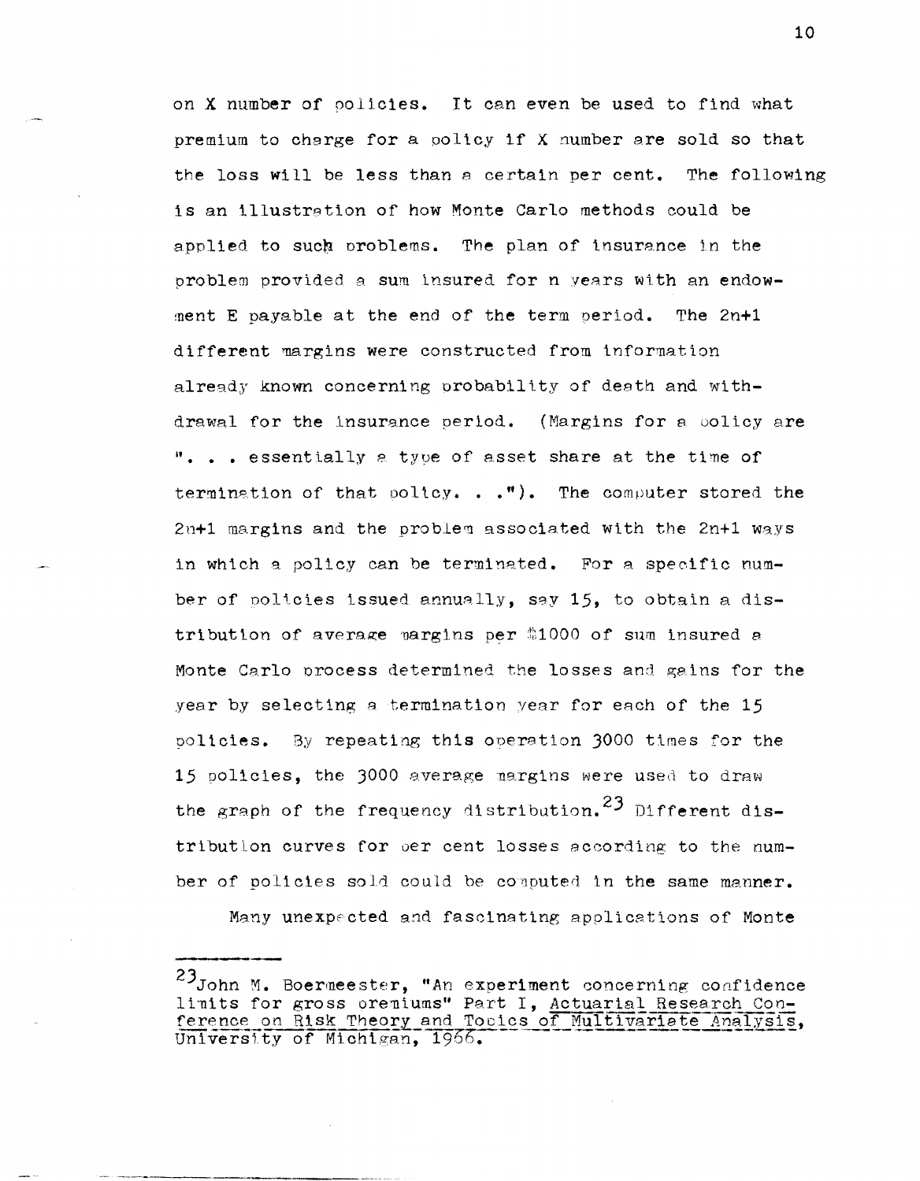on X number of policies. It can even be used to find what premium to charge for a policy if X number are sold so that the loss will be less than a certain per cent. The following is an illustration of how Monte Carlo methods could be applied to such problems. The plan of insurance in the problem provided a sum insured for n years with an endowment E payable at the end of the term period. The 2n+1 different margins were constructed from information already known concerning probability of death and withdrawal for the insurance period. (Margins for a policy are ". . . essentially a type of asset share at the time of termination of that policy. . ."). The computer stored the 2n+1 margins and the problem associated with the 2n+1 ways in which a policy can be terminated. For a specific number of policies issued annually, say 15, to obtain a distribution of average margins per $1000 of sum insured a Monte Carlo process determined the losses and gains for the year by selecting a termination year for each of the 15 policies. By repeating this operation 3000 times for the 15 policies, the 3000 average margins were used to draw the graph of the frequency distribution.[23] Different distribution curves for per cent losses according to the number of policies sold could be computed in the same manner.

Many unexpected and fascinating applications of Monte

---

[23] John M. Boermeester, "An experiment concerning confidence limits for gross premiums" Part I, Actuarial Research Conference on Risk Theory and Topics of Multivariate Analysis, University of Michigan, 1966.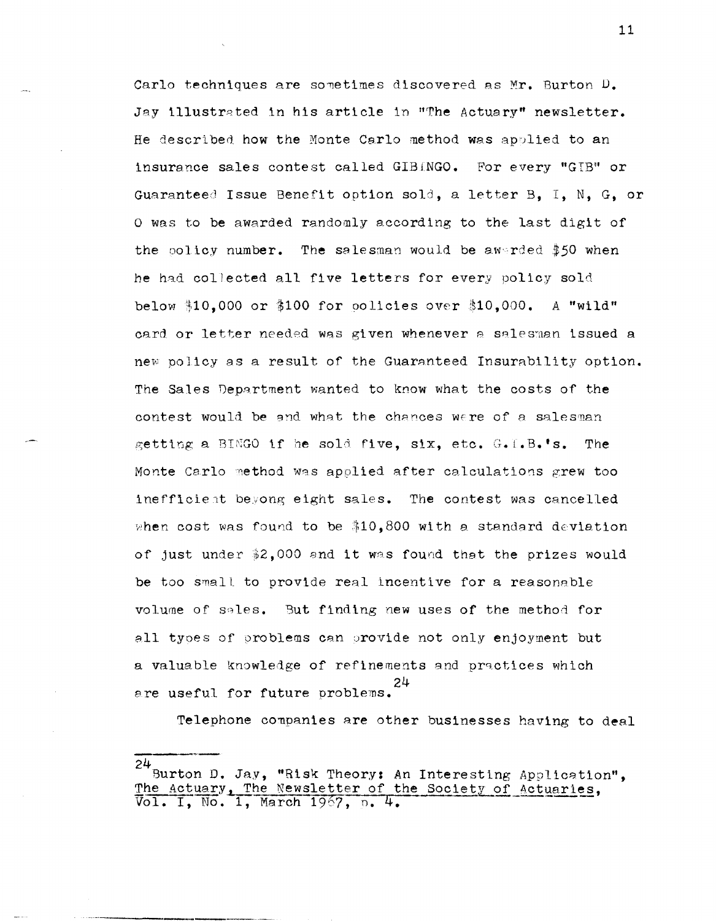Carlo techniques are sometimes discovered as Mr. Burton D. Jay illustrated in his article in "The Actuary" newsletter. He described how the Monte Carlo method was applied to an insurance sales contest called GIBINGO. For every "GIB" or Guaranteed Issue Benefit option sold, a letter B, I, N, G, or O was to be awarded randomly according to the last digit of the policy number. The salesman would be awarded $50 when he had collected all five letters for every policy sold below $10,000 or $100 for policies over $10,000. A "wild" card or letter needed was given whenever a salesman issued a new policy as a result of the Guaranteed Insurability option. The Sales Department wanted to know what the costs of the contest would be and what the chances were of a salesman getting a BINGO if he sold five, six, etc. G.I.B.'s. The Monte Carlo method was applied after calculations grew too inefficient beyong eight sales. The contest was cancelled when cost was found to be $10,800 with a standard deviation of just under $2,000 and it was found that the prizes would be too small to provide real incentive for a reasonable volume of sales. But finding new uses of the method for all types of problems can provide not only enjoyment but a valuable knowledge of refinements and practices which are useful for future problems.[24]

Telephone companies are other businesses having to deal

---

[24] Burton D. Jay, "Risk Theory: An Interesting Application", The Actuary, The Newsletter of the Society of Actuaries, Vol. I, No. 1, March 1967, p. 4.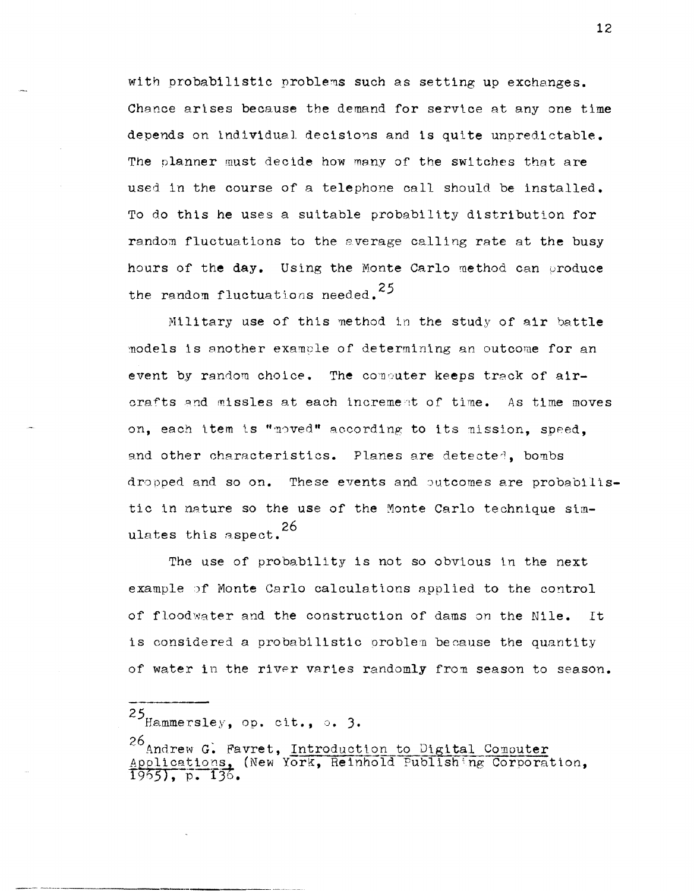with probabilistic problems such as setting up exchanges. Chance arises because the demand for service at any one time depends on individual decisions and is quite unpredictable. The planner must decide how many of the switches that are used in the course of a telephone call should be installed. To do this he uses a suitable probability distribution for random fluctuations to the average calling rate at the busy hours of the day. Using the Monte Carlo method can produce the random fluctuations needed.[25]

Military use of this method in the study of air battle models is another example of determining an outcome for an event by random choice. The computer keeps track of aircrafts and missles at each increment of time. As time moves on, each item is "moved" according to its mission, speed, and other characteristics. Planes are detected, bombs dropped and so on. These events and outcomes are probabilistic in nature so the use of the Monte Carlo technique simulates this aspect.[26]

The use of probability is not so obvious in the next example of Monte Carlo calculations applied to the control of floodwater and the construction of dams on the Nile. It is considered a probabilistic problem because the quantity of water in the river varies randomly from season to season.

---

[25] Hammersley, op. cit., p. 3.

[26] Andrew G. Favret, Introduction to Digital Computer Applications, (New York, Reinhold Publishing Corporation, 1965), p. 136.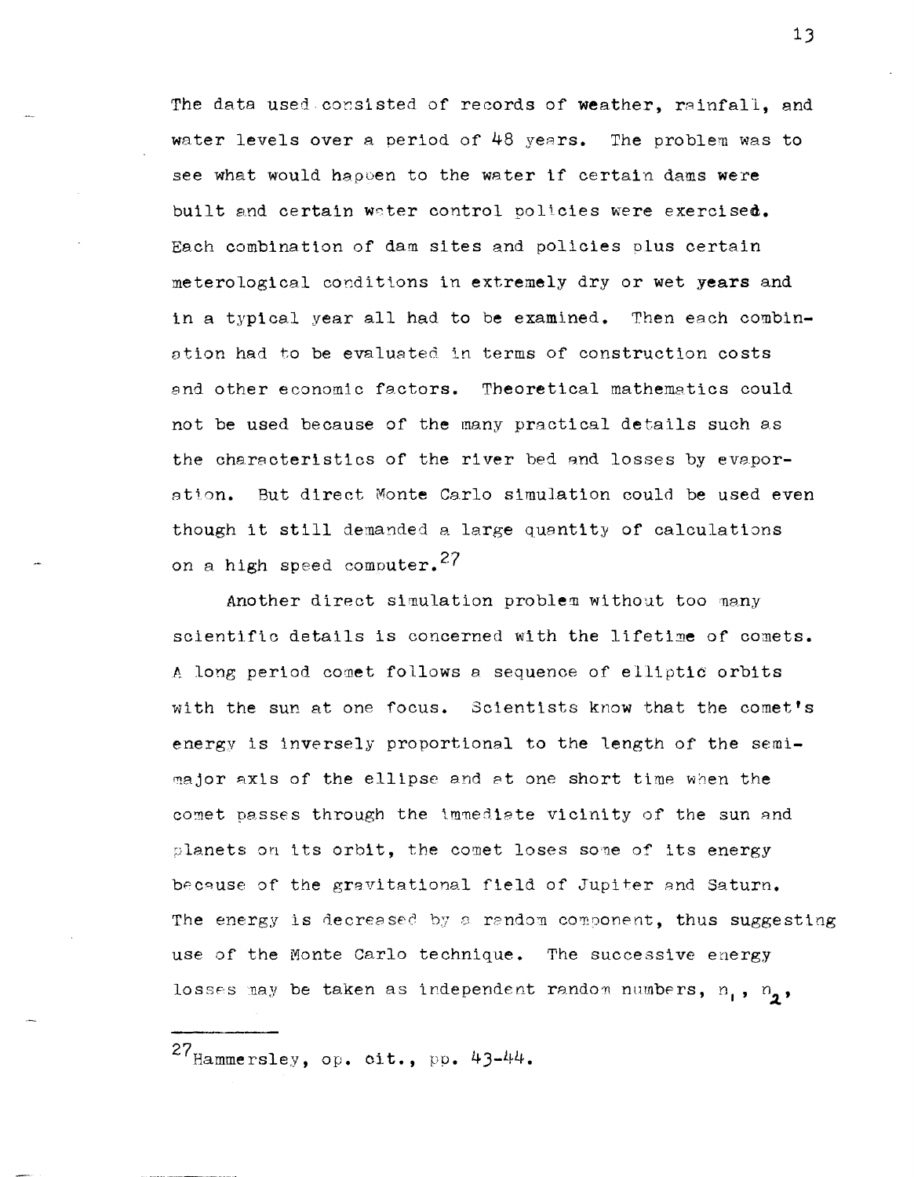The data used consisted of records of weather, rainfall, and water levels over a period of 48 years. The problem was to see what would happen to the water if certain dams were built and certain water control policies were exercised. Each combination of dam sites and policies plus certain meterological conditions in extremely dry or wet years and in a typical year all had to be examined. Then each combination had to be evaluated in terms of construction costs and other economic factors. Theoretical mathematics could not be used because of the many practical details such as the characteristics of the river bed and losses by evaporation. But direct Monte Carlo simulation could be used even though it still demanded a large quantity of calculations on a high speed computer.[27]

Another direct simulation problem without too many scientific details is concerned with the lifetime of comets. A long period comet follows a sequence of elliptic orbits with the sun at one focus. Scientists know that the comet's energy is inversely proportional to the length of the semi-major axis of the ellipse and at one short time when the comet passes through the immediate vicinity of the sun and planets on its orbit, the comet loses some of its energy because of the gravitational field of Jupiter and Saturn. The energy is decreased by a random component, thus suggesting use of the Monte Carlo technique. The successive energy losses may be taken as independent random numbers, $n_1$, $n_2$,

---

[27] Hammersley, op. cit., pp. 43-44.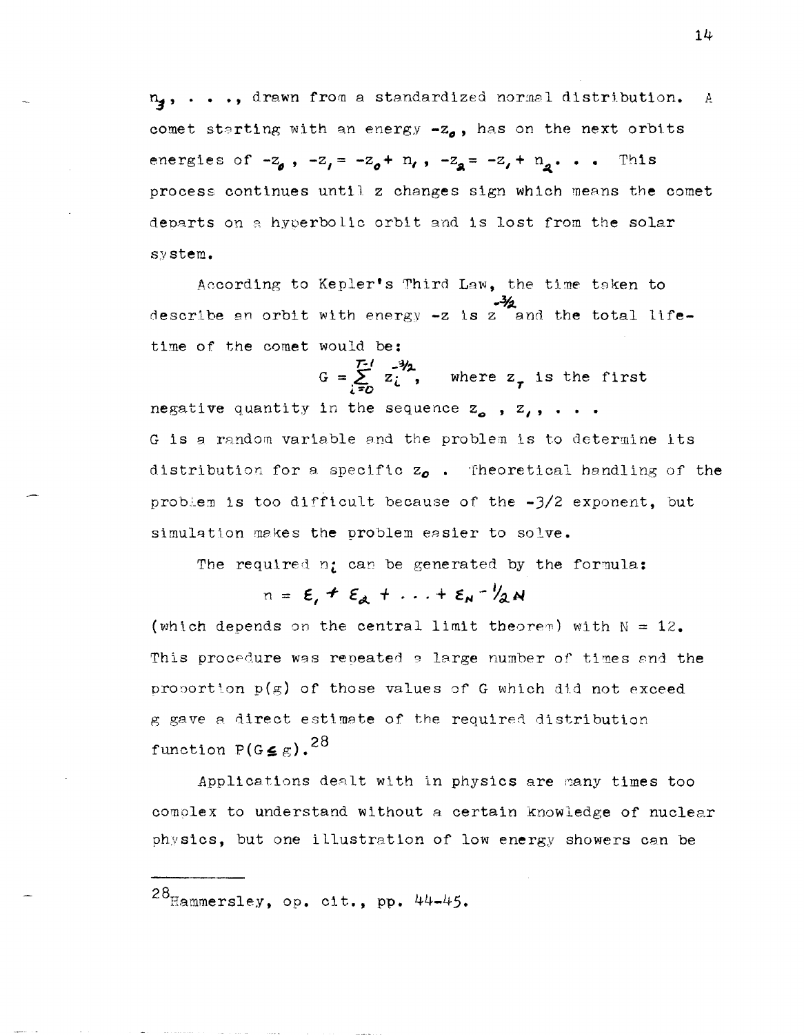$n_3$, . . ., drawn from a standardized normal distribution. A comet starting with an energy $-z_0$, has on the next orbits energies of $-z_0$, $-z_1 = -z_0 + n_1$, $-z_2 = -z_1 + n_2$. . . This process continues until z changes sign which means the comet departs on a hyperbolic orbit and is lost from the solar system.

According to Kepler's Third Law, the time taken to describe an orbit with energy -z is $z^{-3/2}$ and the total lifetime of the comet would be:

$$G = \sum_{i=0}^{T-1} z_i^{-3/2}, \quad \text{where } z_T \text{ is the first}$$

negative quantity in the sequence $z_0$ , $z_1$, . . .
G is a random variable and the problem is to determine its distribution for a specific $z_0$ . Theoretical handling of the problem is too difficult because of the -3/2 exponent, but simulation makes the problem easier to solve.

The required $n_i$ can be generated by the formula:

$$n = \varepsilon_1 + \varepsilon_2 + \ldots + \varepsilon_N - \tfrac{1}{2}N$$

(which depends on the central limit theorem) with N = 12. This procedure was repeated a large number of times and the proportion p(g) of those values of G which did not exceed g gave a direct estimate of the required distribution function $P(G \leq g)$.[28]

Applications dealt with in physics are many times too complex to understand without a certain knowledge of nuclear physics, but one illustration of low energy showers can be

---

[28] Hammersley, op. cit., pp. 44-45.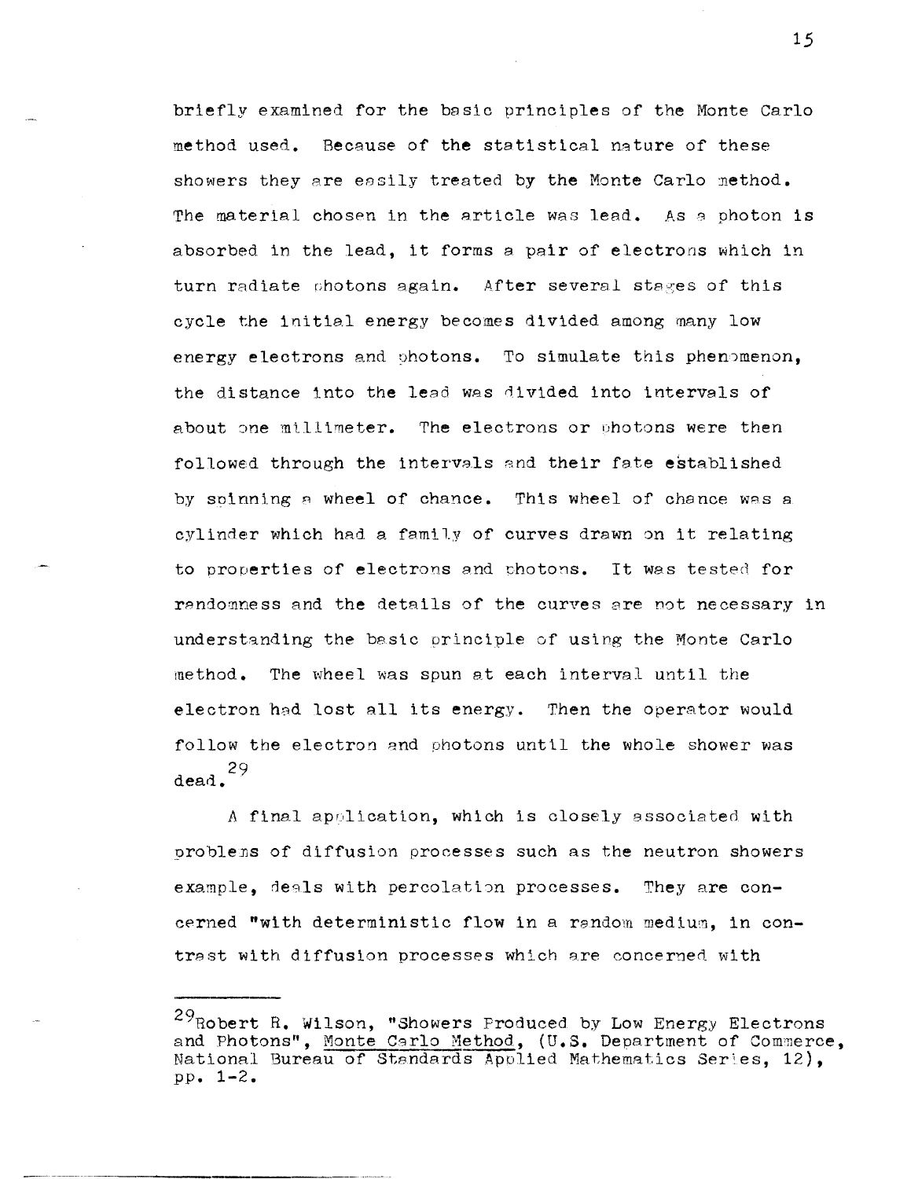briefly examined for the basic principles of the Monte Carlo method used. Because of the statistical nature of these showers they are easily treated by the Monte Carlo method. The material chosen in the article was lead. As a photon is absorbed in the lead, it forms a pair of electrons which in turn radiate photons again. After several stages of this cycle the initial energy becomes divided among many low energy electrons and photons. To simulate this phenomenon, the distance into the lead was divided into intervals of about one millimeter. The electrons or photons were then followed through the intervals and their fate established by spinning a wheel of chance. This wheel of chance was a cylinder which had a family of curves drawn on it relating to properties of electrons and photons. It was tested for randomness and the details of the curves are not necessary in understanding the basic principle of using the Monte Carlo method. The wheel was spun at each interval until the electron had lost all its energy. Then the operator would follow the electron and photons until the whole shower was dead.[29]

A final application, which is closely associated with problems of diffusion processes such as the neutron showers example, deals with percolation processes. They are concerned "with deterministic flow in a random medium, in contrast with diffusion processes which are concerned with

---

[29]Robert R. Wilson, "Showers Produced by Low Energy Electrons and Photons", Monte Carlo Method, (U.S. Department of Commerce, National Bureau of Standards Applied Mathematics Series, 12), pp. 1-2.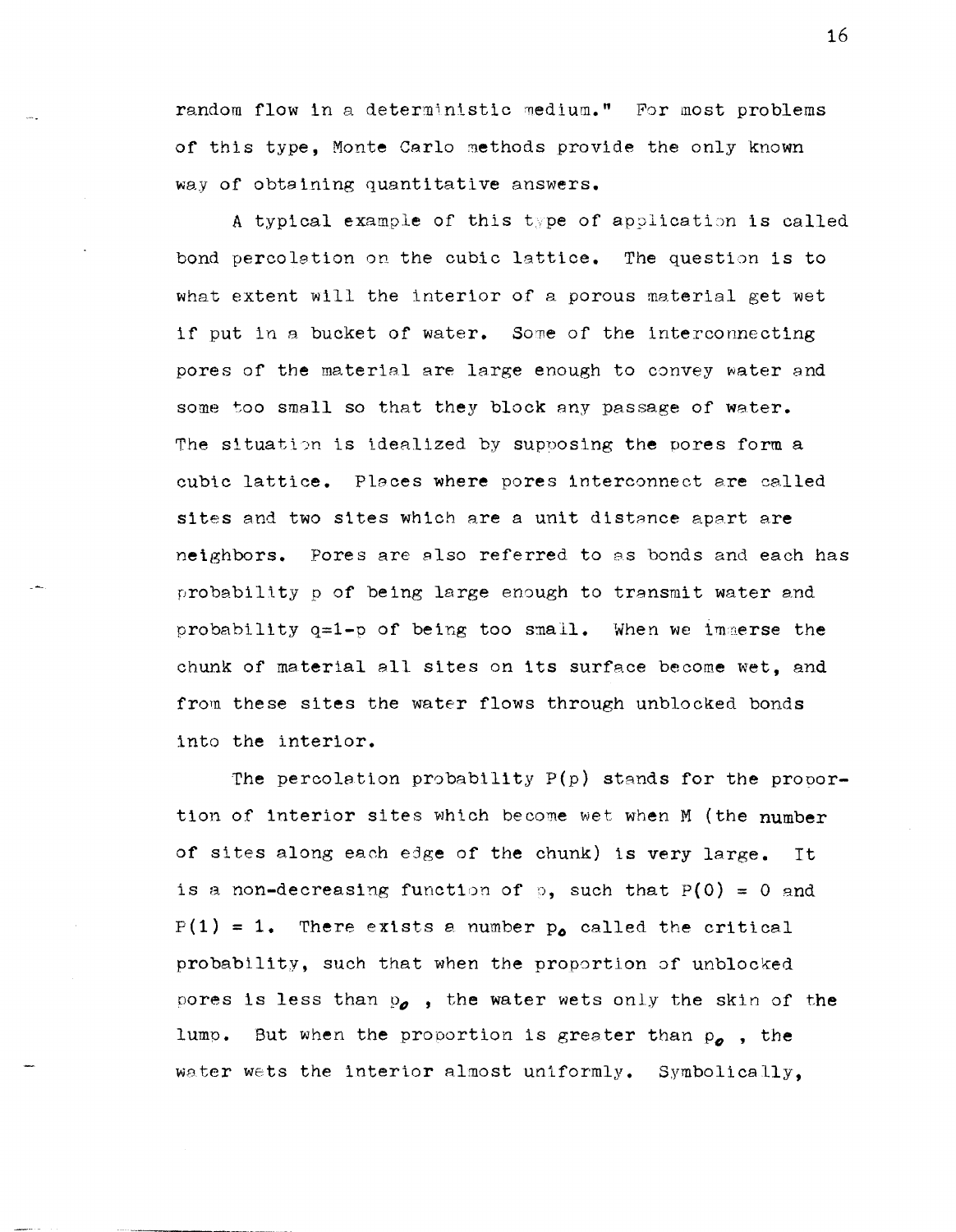random flow in a deterministic medium." For most problems of this type, Monte Carlo methods provide the only known way of obtaining quantitative answers.

A typical example of this type of application is called bond percolation on the cubic lattice. The question is to what extent will the interior of a porous material get wet if put in a bucket of water. Some of the interconnecting pores of the material are large enough to convey water and some too small so that they block any passage of water. The situation is idealized by supposing the pores form a cubic lattice. Places where pores interconnect are called sites and two sites which are a unit distance apart are neighbors. Pores are also referred to as bonds and each has probability $p$ of being large enough to transmit water and probability $q=1-p$ of being too small. When we immerse the chunk of material all sites on its surface become wet, and from these sites the water flows through unblocked bonds into the interior.

The percolation probability $P(p)$ stands for the proportion of interior sites which become wet when $M$ (the number of sites along each edge of the chunk) is very large. It is a non-decreasing function of $p$, such that $P(0) = 0$ and $P(1) = 1$. There exists a number $p_o$ called the critical probability, such that when the proportion of unblocked pores is less than $p_o$, the water wets only the skin of the lump. But when the proportion is greater than $p_o$, the water wets the interior almost uniformly. Symbolically,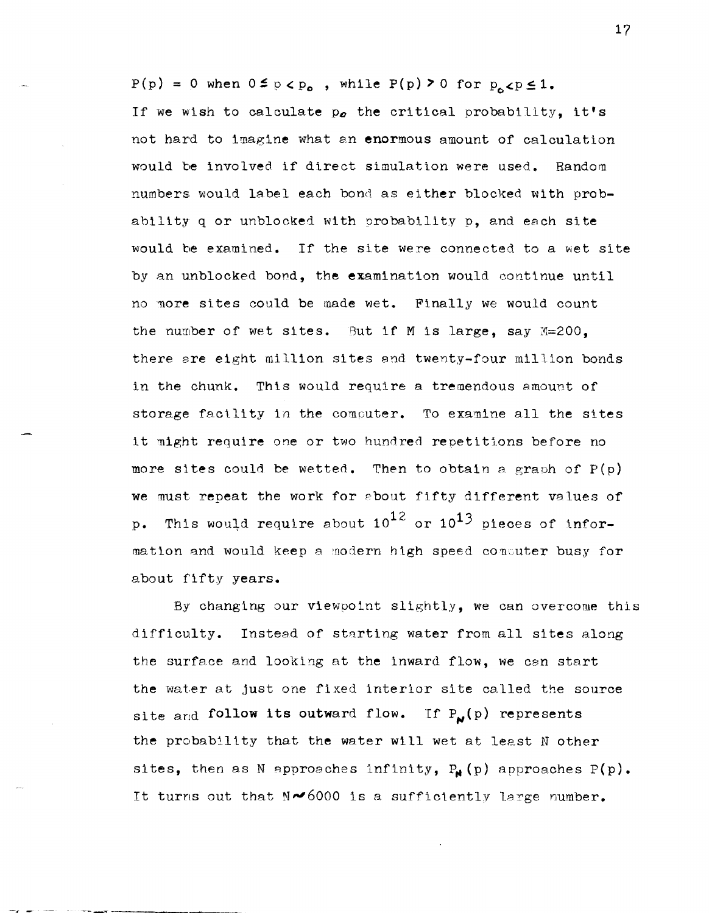$P(p) = 0$ when $0 \leq p < p_0$ , while $P(p) > 0$ for $p_0 < p \leq 1$. If we wish to calculate $p_0$ the critical probability, it's not hard to imagine what an enormous amount of calculation would be involved if direct simulation were used. Random numbers would label each bond as either blocked with probability q or unblocked with probability p, and each site would be examined. If the site were connected to a wet site by an unblocked bond, the examination would continue until no more sites could be made wet. Finally we would count the number of wet sites. But if M is large, say M=200, there are eight million sites and twenty-four million bonds in the chunk. This would require a tremendous amount of storage facility in the computer. To examine all the sites it might require one or two hundred repetitions before no more sites could be wetted. Then to obtain a graph of $P(p)$ we must repeat the work for about fifty different values of p. This would require about $10^{12}$ or $10^{13}$ pieces of information and would keep a modern high speed computer busy for about fifty years.

By changing our viewpoint slightly, we can overcome this difficulty. Instead of starting water from all sites along the surface and looking at the inward flow, we can start the water at just one fixed interior site called the source site and follow its outward flow. If $P_N(p)$ represents the probability that the water will wet at least N other sites, then as N approaches infinity, $P_N(p)$ approaches $P(p)$. It turns out that $N \sim 6000$ is a sufficiently large number.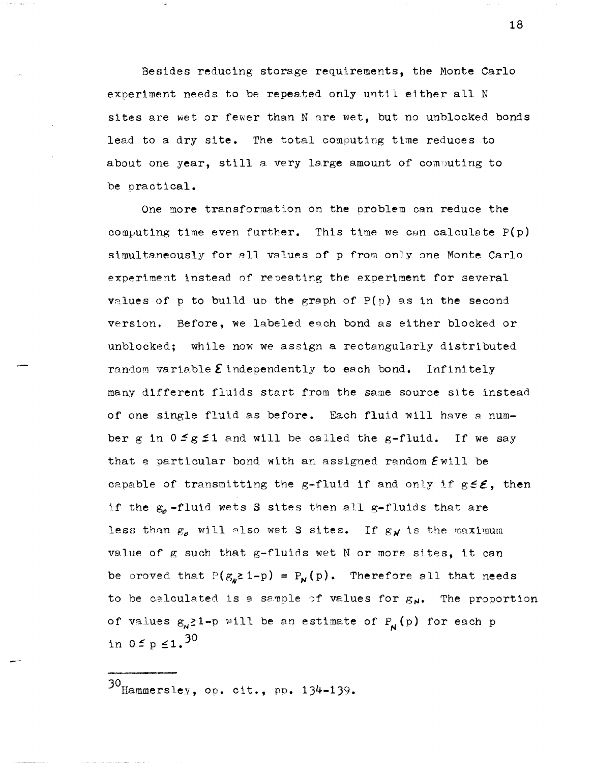Besides reducing storage requirements, the Monte Carlo experiment needs to be repeated only until either all N sites are wet or fewer than N are wet, but no unblocked bonds lead to a dry site. The total computing time reduces to about one year, still a very large amount of computing to be practical.

One more transformation on the problem can reduce the computing time even further. This time we can calculate $P(p)$ simultaneously for all values of p from only one Monte Carlo experiment instead of repeating the experiment for several values of p to build up the graph of $P(p)$ as in the second version. Before, we labeled each bond as either blocked or unblocked; while now we assign a rectangularly distributed random variable $\mathcal{E}$ independently to each bond. Infinitely many different fluids start from the same source site instead of one single fluid as before. Each fluid will have a number g in $0 \leq g \leq 1$ and will be called the g-fluid. If we say that a particular bond with an assigned random $\mathcal{E}$ will be capable of transmitting the g-fluid if and only if $g \leq \mathcal{E}$, then if the $g_o$-fluid wets S sites then all g-fluids that are less than $g_o$ will also wet S sites. If $g_N$ is the maximum value of g such that g-fluids wet N or more sites, it can be proved that $P(g_N \geq 1-p) = P_N(p)$. Therefore all that needs to be calculated is a sample of values for $g_N$. The proportion of values $g_N \geq 1-p$ will be an estimate of $P_N(p)$ for each p in $0 \leq p \leq 1$.[30]

---

[30] Hammersley, op. cit., pp. 134-139.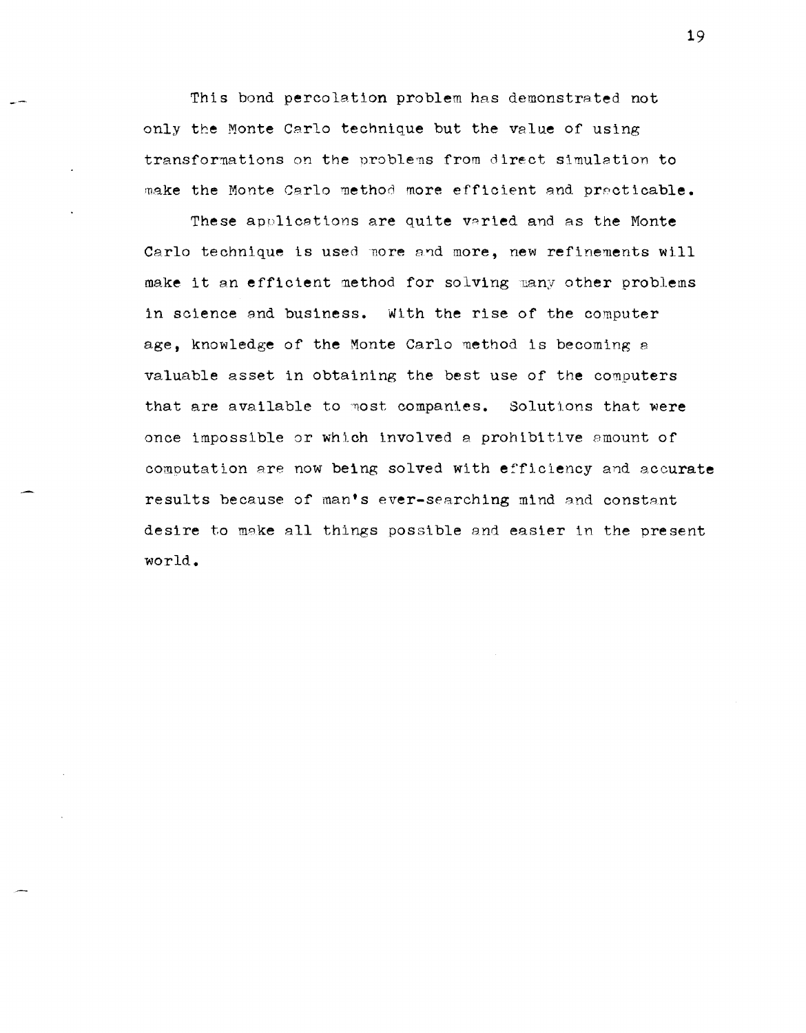This bond percolation problem has demonstrated not only the Monte Carlo technique but the value of using transformations on the problems from direct simulation to make the Monte Carlo method more efficient and practicable.

These applications are quite varied and as the Monte Carlo technique is used more and more, new refinements will make it an efficient method for solving many other problems in science and business. With the rise of the computer age, knowledge of the Monte Carlo method is becoming a valuable asset in obtaining the best use of the computers that are available to most companies. Solutions that were once impossible or which involved a prohibitive amount of computation are now being solved with efficiency and accurate results because of man's ever-searching mind and constant desire to make all things possible and easier in the present world.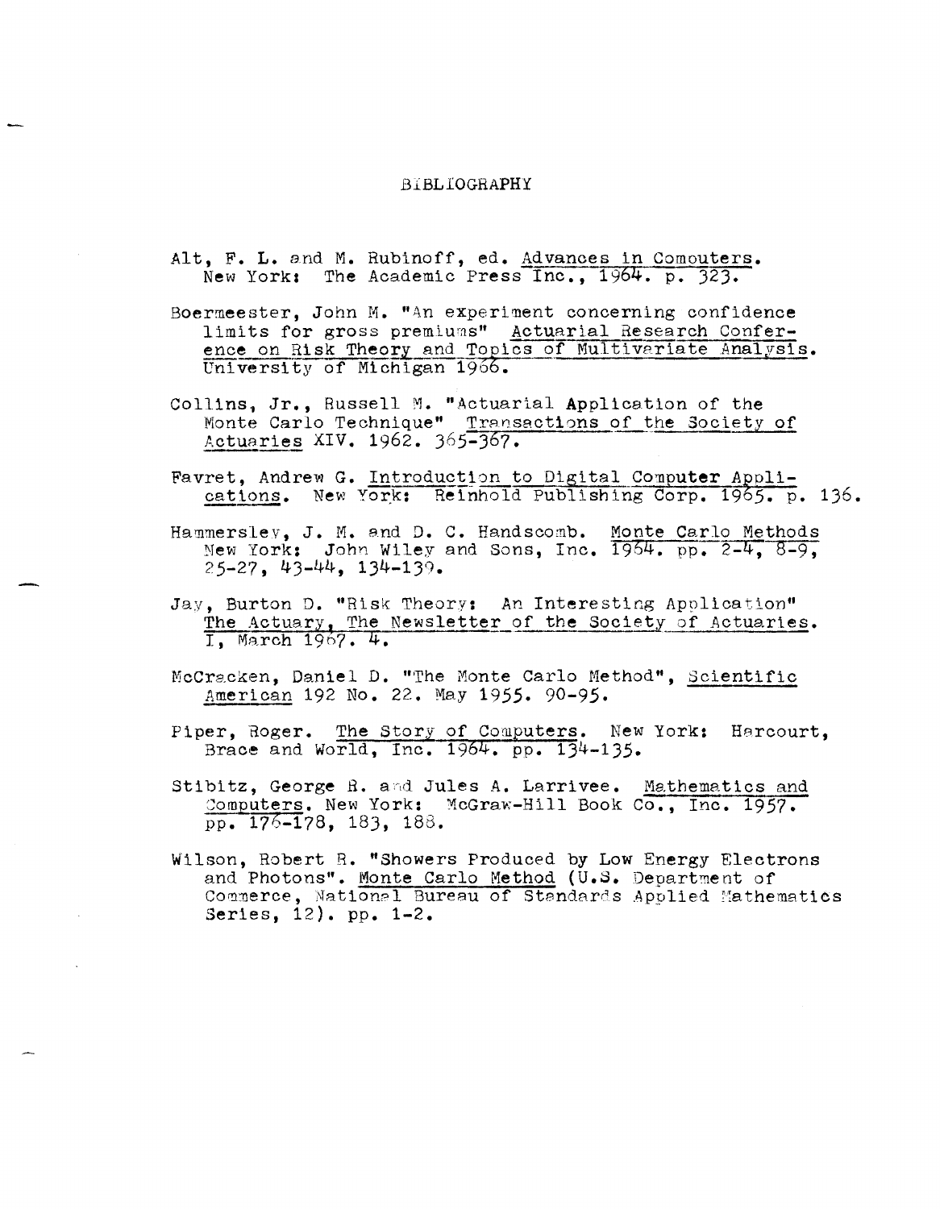# BIBLIOGRAPHY

Alt, F. L. and M. Rubinoff, ed. Advances in Computers. New York: The Academic Press Inc., 1964. p. 323.

Boermeester, John M. "An experiment concerning confidence limits for gross premiums" Actuarial Research Conference on Risk Theory and Topics of Multivariate Analysis. University of Michigan 1966.

Collins, Jr., Russell M. "Actuarial Application of the Monte Carlo Technique" Transactions of the Society of Actuaries XIV. 1962. 365-367.

Favret, Andrew G. Introduction to Digital Computer Applications. New York: Reinhold Publishing Corp. 1965. p. 136.

Hammersley, J. M. and D. C. Handscomb. Monte Carlo Methods New York: John Wiley and Sons, Inc. 1964. pp. 2-4, 8-9, 25-27, 43-44, 134-139.

Jay, Burton D. "Risk Theory: An Interesting Application" The Actuary, The Newsletter of the Society of Actuaries. I, March 1967. 4.

McCracken, Daniel D. "The Monte Carlo Method", Scientific American 192 No. 22. May 1955. 90-95.

Piper, Roger. The Story of Computers. New York: Harcourt, Brace and World, Inc. 1964. pp. 134-135.

Stibitz, George R. and Jules A. Larrivee. Mathematics and Computers. New York: McGraw-Hill Book Co., Inc. 1957. pp. 176-178, 183, 188.

Wilson, Robert R. "Showers Produced by Low Energy Electrons and Photons". Monte Carlo Method (U.S. Department of Commerce, National Bureau of Standards Applied Mathematics Series, 12). pp. 1-2.